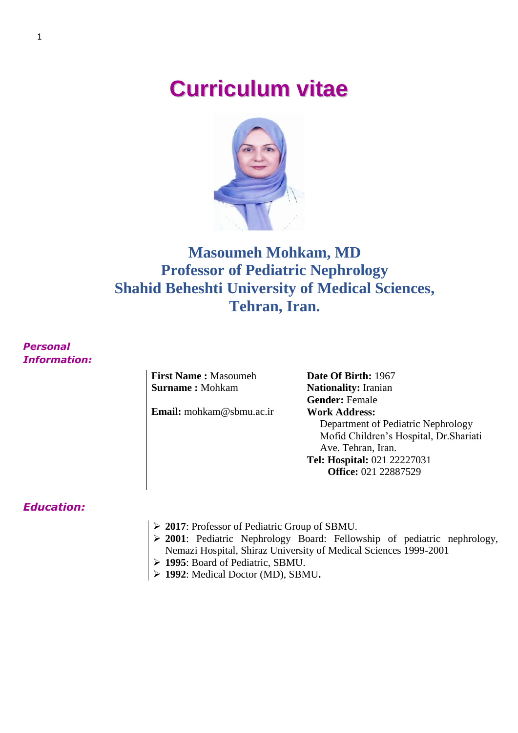# Curriculum vitae

## Masoumeh Mohkam, MD
## Professor of Pediatric Nephrology
## Shahid Beheshti University of Medical Sciences, Tehran, Iran.

### *Personal Information:*

**First Name :** Masoumeh
**Surname :** Mohkam

**Email:** mohkam@sbmu.ac.ir

**Date Of Birth:** 1967
**Nationality:** Iranian
**Gender:** Female
**Work Address:**
Department of Pediatric Nephrology
Mofid Children's Hospital, Dr.Shariati Ave. Tehran, Iran.
**Tel: Hospital:** 021 22227031
**Office:** 021 22887529

### *Education:*

- **2017**: Professor of Pediatric Group of SBMU.
- **2001**: Pediatric Nephrology Board: Fellowship of pediatric nephrology, Nemazi Hospital, Shiraz University of Medical Sciences 1999-2001
- **1995**: Board of Pediatric, SBMU.
- **1992**: Medical Doctor (MD), SBMU**.**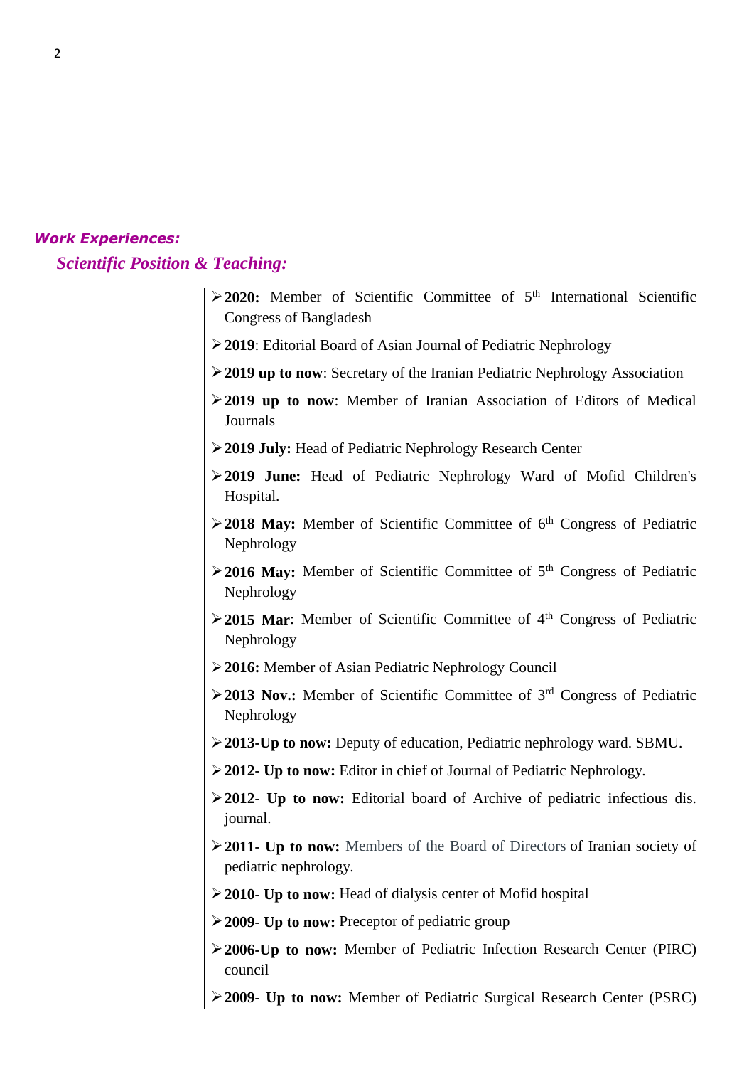## *Work Experiences:*

### *Scientific Position & Teaching:*

- **2020:** Member of Scientific Committee of 5th International Scientific Congress of Bangladesh
- **2019**: Editorial Board of Asian Journal of Pediatric Nephrology
- **2019 up to now**: Secretary of the Iranian Pediatric Nephrology Association
- **2019 up to now**: Member of Iranian Association of Editors of Medical Journals
- **2019 July:** Head of Pediatric Nephrology Research Center
- **2019 June:** Head of Pediatric Nephrology Ward of Mofid Children's Hospital.
- **2018 May:** Member of Scientific Committee of 6th Congress of Pediatric Nephrology
- **2016 May:** Member of Scientific Committee of 5th Congress of Pediatric Nephrology
- **2015 Mar**: Member of Scientific Committee of 4th Congress of Pediatric Nephrology
- **2016:** Member of Asian Pediatric Nephrology Council
- **2013 Nov.:** Member of Scientific Committee of 3rd Congress of Pediatric Nephrology
- **2013-Up to now:** Deputy of education, Pediatric nephrology ward. SBMU.
- **2012- Up to now:** Editor in chief of Journal of Pediatric Nephrology.
- **2012- Up to now:** Editorial board of Archive of pediatric infectious dis. journal.
- **2011- Up to now:** Members of the Board of Directors of Iranian society of pediatric nephrology.
- **2010- Up to now:** Head of dialysis center of Mofid hospital
- **2009- Up to now:** Preceptor of pediatric group
- **2006-Up to now:** Member of Pediatric Infection Research Center (PIRC) council
- **2009- Up to now:** Member of Pediatric Surgical Research Center (PSRC)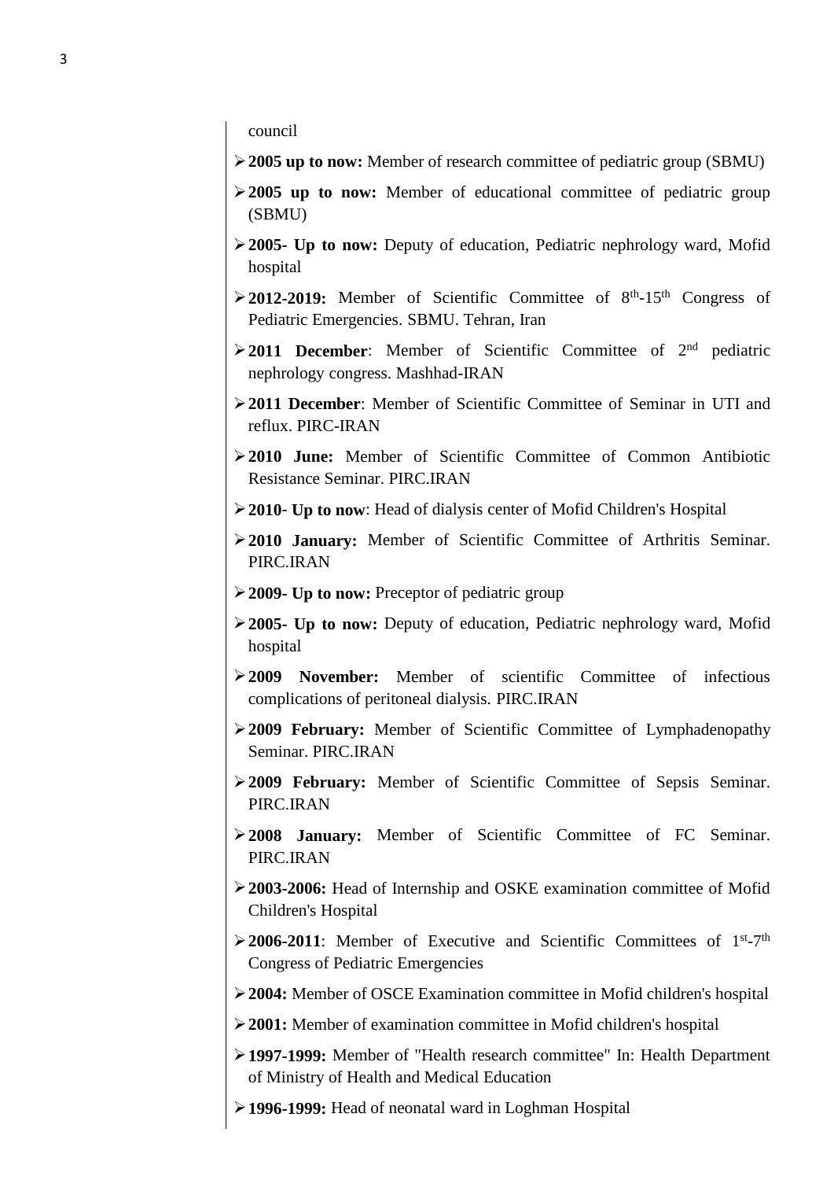council

- **2005 up to now:** Member of research committee of pediatric group (SBMU)
- **2005 up to now:** Member of educational committee of pediatric group (SBMU)
- **2005- Up to now:** Deputy of education, Pediatric nephrology ward, Mofid hospital
- **2012-2019:** Member of Scientific Committee of 8th-15th Congress of Pediatric Emergencies. SBMU. Tehran, Iran
- **2011 December**: Member of Scientific Committee of 2nd pediatric nephrology congress. Mashhad-IRAN
- **2011 December**: Member of Scientific Committee of Seminar in UTI and reflux. PIRC-IRAN
- **2010 June:** Member of Scientific Committee of Common Antibiotic Resistance Seminar. PIRC.IRAN
- **2010- Up to now**: Head of dialysis center of Mofid Children's Hospital
- **2010 January:** Member of Scientific Committee of Arthritis Seminar. PIRC.IRAN
- **2009- Up to now:** Preceptor of pediatric group
- **2005- Up to now:** Deputy of education, Pediatric nephrology ward, Mofid hospital
- **2009 November:** Member of scientific Committee of infectious complications of peritoneal dialysis. PIRC.IRAN
- **2009 February:** Member of Scientific Committee of Lymphadenopathy Seminar. PIRC.IRAN
- **2009 February:** Member of Scientific Committee of Sepsis Seminar. PIRC.IRAN
- **2008 January:** Member of Scientific Committee of FC Seminar. PIRC.IRAN
- **2003-2006:** Head of Internship and OSKE examination committee of Mofid Children's Hospital
- **2006-2011**: Member of Executive and Scientific Committees of 1st-7th Congress of Pediatric Emergencies
- **2004:** Member of OSCE Examination committee in Mofid children's hospital
- **2001:** Member of examination committee in Mofid children's hospital
- **1997-1999:** Member of "Health research committee" In: Health Department of Ministry of Health and Medical Education
- **1996-1999:** Head of neonatal ward in Loghman Hospital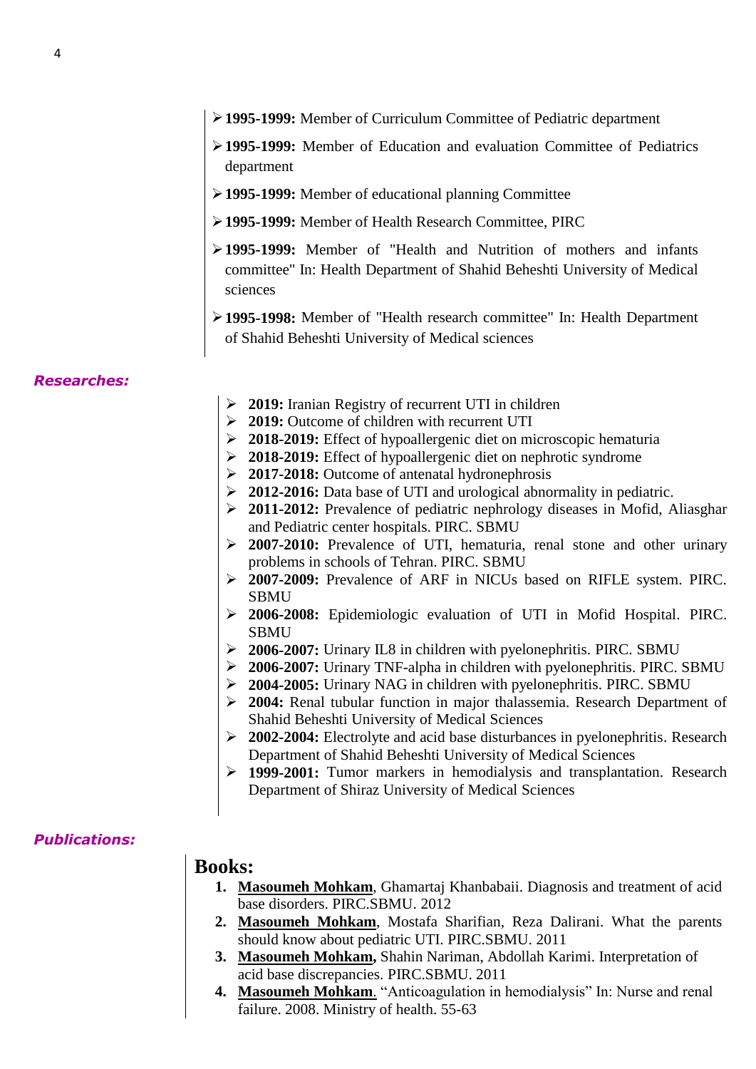- **1995-1999:** Member of Curriculum Committee of Pediatric department
- **1995-1999:** Member of Education and evaluation Committee of Pediatrics department
- **1995-1999:** Member of educational planning Committee
- **1995-1999:** Member of Health Research Committee, PIRC
- **1995-1999:** Member of "Health and Nutrition of mothers and infants committee" In: Health Department of Shahid Beheshti University of Medical sciences
- **1995-1998:** Member of "Health research committee" In: Health Department of Shahid Beheshti University of Medical sciences

***Researches:***

- **2019:** Iranian Registry of recurrent UTI in children
- **2019:** Outcome of children with recurrent UTI
- **2018-2019:** Effect of hypoallergenic diet on microscopic hematuria
- **2018-2019:** Effect of hypoallergenic diet on nephrotic syndrome
- **2017-2018:** Outcome of antenatal hydronephrosis
- **2012-2016:** Data base of UTI and urological abnormality in pediatric.
- **2011-2012:** Prevalence of pediatric nephrology diseases in Mofid, Aliasghar and Pediatric center hospitals. PIRC. SBMU
- **2007-2010:** Prevalence of UTI, hematuria, renal stone and other urinary problems in schools of Tehran. PIRC. SBMU
- **2007-2009:** Prevalence of ARF in NICUs based on RIFLE system. PIRC. SBMU
- **2006-2008:** Epidemiologic evaluation of UTI in Mofid Hospital. PIRC. SBMU
- **2006-2007:** Urinary IL8 in children with pyelonephritis. PIRC. SBMU
- **2006-2007:** Urinary TNF-alpha in children with pyelonephritis. PIRC. SBMU
- **2004-2005:** Urinary NAG in children with pyelonephritis. PIRC. SBMU
- **2004:** Renal tubular function in major thalassemia. Research Department of Shahid Beheshti University of Medical Sciences
- **2002-2004:** Electrolyte and acid base disturbances in pyelonephritis. Research Department of Shahid Beheshti University of Medical Sciences
- **1999-2001:** Tumor markers in hemodialysis and transplantation. Research Department of Shiraz University of Medical Sciences

***Publications:***

## Books:

1. **Masoumeh Mohkam**, Ghamartaj Khanbabaii. Diagnosis and treatment of acid base disorders. PIRC.SBMU. 2012
2. **Masoumeh Mohkam**, Mostafa Sharifian, Reza Dalirani. What the parents should know about pediatric UTI. PIRC.SBMU. 2011
3. **Masoumeh Mohkam,** Shahin Nariman, Abdollah Karimi. Interpretation of acid base discrepancies. PIRC.SBMU. 2011
4. **Masoumeh Mohkam**. "Anticoagulation in hemodialysis" In: Nurse and renal failure. 2008. Ministry of health. 55-63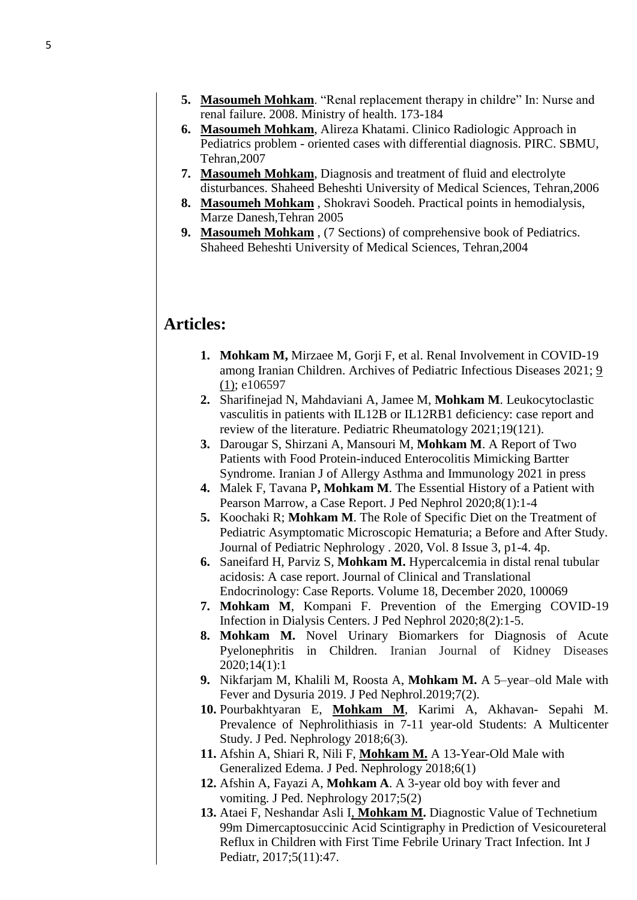5. **Masoumeh Mohkam**. "Renal replacement therapy in childre" In: Nurse and renal failure. 2008. Ministry of health. 173-184
6. **Masoumeh Mohkam**, Alireza Khatami. Clinico Radiologic Approach in Pediatrics problem - oriented cases with differential diagnosis. PIRC. SBMU, Tehran,2007
7. **Masoumeh Mohkam**, Diagnosis and treatment of fluid and electrolyte disturbances. Shaheed Beheshti University of Medical Sciences, Tehran,2006
8. **Masoumeh Mohkam** , Shokravi Soodeh. Practical points in hemodialysis, Marze Danesh,Tehran 2005
9. **Masoumeh Mohkam** , (7 Sections) of comprehensive book of Pediatrics. Shaheed Beheshti University of Medical Sciences, Tehran,2004

## Articles:

1. **Mohkam M,** Mirzaee M, Gorji F, et al. Renal Involvement in COVID-19 among Iranian Children. Archives of Pediatric Infectious Diseases 2021; 9 (1); e106597
2. Sharifinejad N, Mahdaviani A, Jamee M, **Mohkam M**. Leukocytoclastic vasculitis in patients with IL12B or IL12RB1 deficiency: case report and review of the literature. Pediatric Rheumatology 2021;19(121).
3. Darougar S, Shirzani A, Mansouri M, **Mohkam M**. A Report of Two Patients with Food Protein-induced Enterocolitis Mimicking Bartter Syndrome. Iranian J of Allergy Asthma and Immunology 2021 in press
4. Malek F, Tavana P**, Mohkam M**. The Essential History of a Patient with Pearson Marrow, a Case Report. J Ped Nephrol 2020;8(1):1-4
5. Koochaki R; **Mohkam M**. The Role of Specific Diet on the Treatment of Pediatric Asymptomatic Microscopic Hematuria; a Before and After Study. Journal of Pediatric Nephrology . 2020, Vol. 8 Issue 3, p1-4. 4p.
6. Saneifard H, Parviz S, **Mohkam M.** Hypercalcemia in distal renal tubular acidosis: A case report. Journal of Clinical and Translational Endocrinology: Case Reports. Volume 18, December 2020, 100069
7. **Mohkam M**, Kompani F. Prevention of the Emerging COVID-19 Infection in Dialysis Centers. J Ped Nephrol 2020;8(2):1-5.
8. **Mohkam M.** Novel Urinary Biomarkers for Diagnosis of Acute Pyelonephritis in Children. Iranian Journal of Kidney Diseases 2020;14(1):1
9. Nikfarjam M, Khalili M, Roosta A, **Mohkam M.** A 5–year–old Male with Fever and Dysuria 2019. J Ped Nephrol.2019;7(2).
10. Pourbakhtyaran E, **Mohkam M**, Karimi A, Akhavan- Sepahi M. Prevalence of Nephrolithiasis in 7-11 year-old Students: A Multicenter Study. J Ped. Nephrology 2018;6(3).
11. Afshin A, Shiari R, Nili F, **Mohkam M.** A 13-Year-Old Male with Generalized Edema. J Ped. Nephrology 2018;6(1)
12. Afshin A, Fayazi A, **Mohkam A**. A 3-year old boy with fever and vomiting. J Ped. Nephrology 2017;5(2)
13. Ataei F, Neshandar Asli I**, Mohkam M.** Diagnostic Value of Technetium 99m Dimercaptosuccinic Acid Scintigraphy in Prediction of Vesicoureteral Reflux in Children with First Time Febrile Urinary Tract Infection. Int J Pediatr, 2017;5(11):47.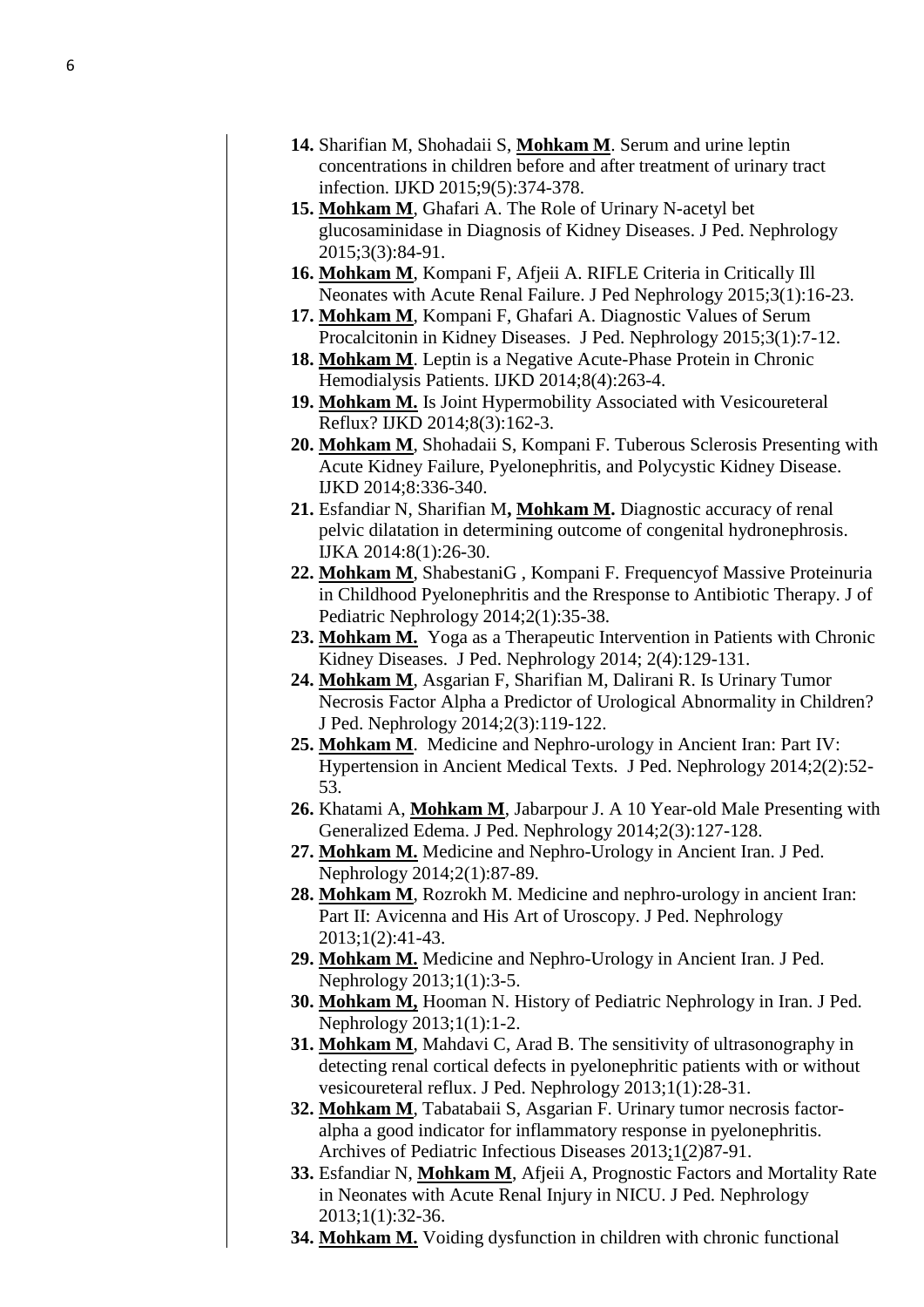14. Sharifian M, Shohadaii S, **Mohkam M**. Serum and urine leptin concentrations in children before and after treatment of urinary tract infection. IJKD 2015;9(5):374-378.
15. **Mohkam M**, Ghafari A. The Role of Urinary N-acetyl bet glucosaminidase in Diagnosis of Kidney Diseases. J Ped. Nephrology 2015;3(3):84-91.
16. **Mohkam M**, Kompani F, Afjeii A. RIFLE Criteria in Critically Ill Neonates with Acute Renal Failure. J Ped Nephrology 2015;3(1):16-23.
17. **Mohkam M**, Kompani F, Ghafari A. Diagnostic Values of Serum Procalcitonin in Kidney Diseases. J Ped. Nephrology 2015;3(1):7-12.
18. **Mohkam M**. Leptin is a Negative Acute-Phase Protein in Chronic Hemodialysis Patients. IJKD 2014;8(4):263-4.
19. **Mohkam M.** Is Joint Hypermobility Associated with Vesicoureteral Reflux? IJKD 2014;8(3):162-3.
20. **Mohkam M**, Shohadaii S, Kompani F. Tuberous Sclerosis Presenting with Acute Kidney Failure, Pyelonephritis, and Polycystic Kidney Disease. IJKD 2014;8:336-340.
21. Esfandiar N, Sharifian M**, Mohkam M.** Diagnostic accuracy of renal pelvic dilatation in determining outcome of congenital hydronephrosis. IJKA 2014:8(1):26-30.
22. **Mohkam M**, ShabestaniG , Kompani F. Frequencyof Massive Proteinuria in Childhood Pyelonephritis and the Rresponse to Antibiotic Therapy. J of Pediatric Nephrology 2014;2(1):35-38.
23. **Mohkam M.** Yoga as a Therapeutic Intervention in Patients with Chronic Kidney Diseases. J Ped. Nephrology 2014; 2(4):129-131.
24. **Mohkam M**, Asgarian F, Sharifian M, Dalirani R. Is Urinary Tumor Necrosis Factor Alpha a Predictor of Urological Abnormality in Children? J Ped. Nephrology 2014;2(3):119-122.
25. **Mohkam M**. Medicine and Nephro-urology in Ancient Iran: Part IV: Hypertension in Ancient Medical Texts. J Ped. Nephrology 2014;2(2):52-53.
26. Khatami A, **Mohkam M**, Jabarpour J. A 10 Year-old Male Presenting with Generalized Edema. J Ped. Nephrology 2014;2(3):127-128.
27. **Mohkam M.** Medicine and Nephro-Urology in Ancient Iran. J Ped. Nephrology 2014;2(1):87-89.
28. **Mohkam M**, Rozrokh M. Medicine and nephro-urology in ancient Iran: Part II: Avicenna and His Art of Uroscopy. J Ped. Nephrology 2013;1(2):41-43.
29. **Mohkam M.** Medicine and Nephro-Urology in Ancient Iran. J Ped. Nephrology 2013;1(1):3-5.
30. **Mohkam M,** Hooman N. History of Pediatric Nephrology in Iran. J Ped. Nephrology 2013;1(1):1-2.
31. **Mohkam M**, Mahdavi C, Arad B. The sensitivity of ultrasonography in detecting renal cortical defects in pyelonephritic patients with or without vesicoureteral reflux. J Ped. Nephrology 2013;1(1):28-31.
32. **Mohkam M**, Tabatabaii S, Asgarian F. Urinary tumor necrosis factor-alpha a good indicator for inflammatory response in pyelonephritis. Archives of Pediatric Infectious Diseases 2013;1(2)87-91.
33. Esfandiar N, **Mohkam M**, Afjeii A, Prognostic Factors and Mortality Rate in Neonates with Acute Renal Injury in NICU. J Ped. Nephrology 2013;1(1):32-36.
34. **Mohkam M.** Voiding dysfunction in children with chronic functional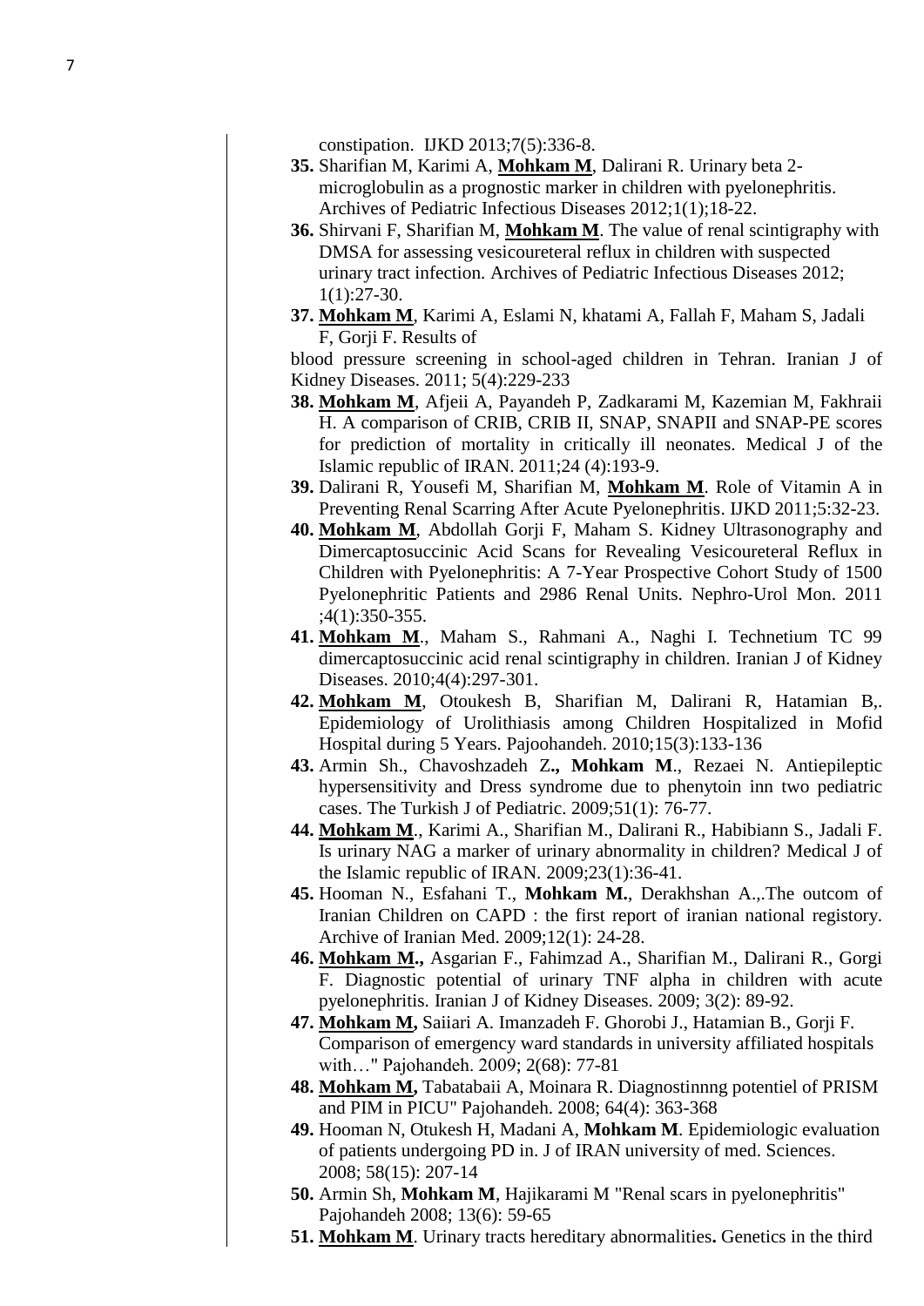constipation. IJKD 2013;7(5):336-8.

35. Sharifian M, Karimi A, **Mohkam M**, Dalirani R. Urinary beta 2-microglobulin as a prognostic marker in children with pyelonephritis. Archives of Pediatric Infectious Diseases 2012;1(1);18-22.
36. Shirvani F, Sharifian M, **Mohkam M**. The value of renal scintigraphy with DMSA for assessing vesicoureteral reflux in children with suspected urinary tract infection. Archives of Pediatric Infectious Diseases 2012; 1(1):27-30.
37. **Mohkam M**, Karimi A, Eslami N, khatami A, Fallah F, Maham S, Jadali F, Gorji F. Results of blood pressure screening in school-aged children in Tehran. Iranian J of Kidney Diseases. 2011; 5(4):229-233
38. **Mohkam M**, Afjeii A, Payandeh P, Zadkarami M, Kazemian M, Fakhraii H. A comparison of CRIB, CRIB II, SNAP, SNAPII and SNAP-PE scores for prediction of mortality in critically ill neonates. Medical J of the Islamic republic of IRAN. 2011;24 (4):193-9.
39. Dalirani R, Yousefi M, Sharifian M, **Mohkam M**. Role of Vitamin A in Preventing Renal Scarring After Acute Pyelonephritis. IJKD 2011;5:32-23.
40. **Mohkam M**, Abdollah Gorji F, Maham S. Kidney Ultrasonography and Dimercaptosuccinic Acid Scans for Revealing Vesicoureteral Reflux in Children with Pyelonephritis: A 7-Year Prospective Cohort Study of 1500 Pyelonephritic Patients and 2986 Renal Units. Nephro-Urol Mon. 2011 ;4(1):350-355.
41. **Mohkam M**., Maham S., Rahmani A., Naghi I. Technetium TC 99 dimercaptosuccinic acid renal scintigraphy in children. Iranian J of Kidney Diseases. 2010;4(4):297-301.
42. **Mohkam M**, Otoukesh B, Sharifian M, Dalirani R, Hatamian B,. Epidemiology of Urolithiasis among Children Hospitalized in Mofid Hospital during 5 Years. Pajoohandeh. 2010;15(3):133-136
43. Armin Sh., Chavoshzadeh Z**., Mohkam M**., Rezaei N. Antiepileptic hypersensitivity and Dress syndrome due to phenytoin inn two pediatric cases. The Turkish J of Pediatric. 2009;51(1): 76-77.
44. **Mohkam M**., Karimi A., Sharifian M., Dalirani R., Habibiann S., Jadali F. Is urinary NAG a marker of urinary abnormality in children? Medical J of the Islamic republic of IRAN. 2009;23(1):36-41.
45. Hooman N., Esfahani T., **Mohkam M.**, Derakhshan A.,.The outcom of Iranian Children on CAPD : the first report of iranian national registory. Archive of Iranian Med. 2009;12(1): 24-28.
46. **Mohkam M.,** Asgarian F., Fahimzad A., Sharifian M., Dalirani R., Gorgi F. Diagnostic potential of urinary TNF alpha in children with acute pyelonephritis. Iranian J of Kidney Diseases. 2009; 3(2): 89-92.
47. **Mohkam M,** Saiiari A. Imanzadeh F. Ghorobi J., Hatamian B., Gorji F. Comparison of emergency ward standards in university affiliated hospitals with…" Pajohandeh. 2009; 2(68): 77-81
48. **Mohkam M,** Tabatabaii A, Moinara R. Diagnostinnng potentiel of PRISM and PIM in PICU" Pajohandeh. 2008; 64(4): 363-368
49. Hooman N, Otukesh H, Madani A, **Mohkam M**. Epidemiologic evaluation of patients undergoing PD in. J of IRAN university of med. Sciences. 2008; 58(15): 207-14
50. Armin Sh, **Mohkam M**, Hajikarami M "Renal scars in pyelonephritis" Pajohandeh 2008; 13(6): 59-65
51. **Mohkam M**. Urinary tracts hereditary abnormalities**.** Genetics in the third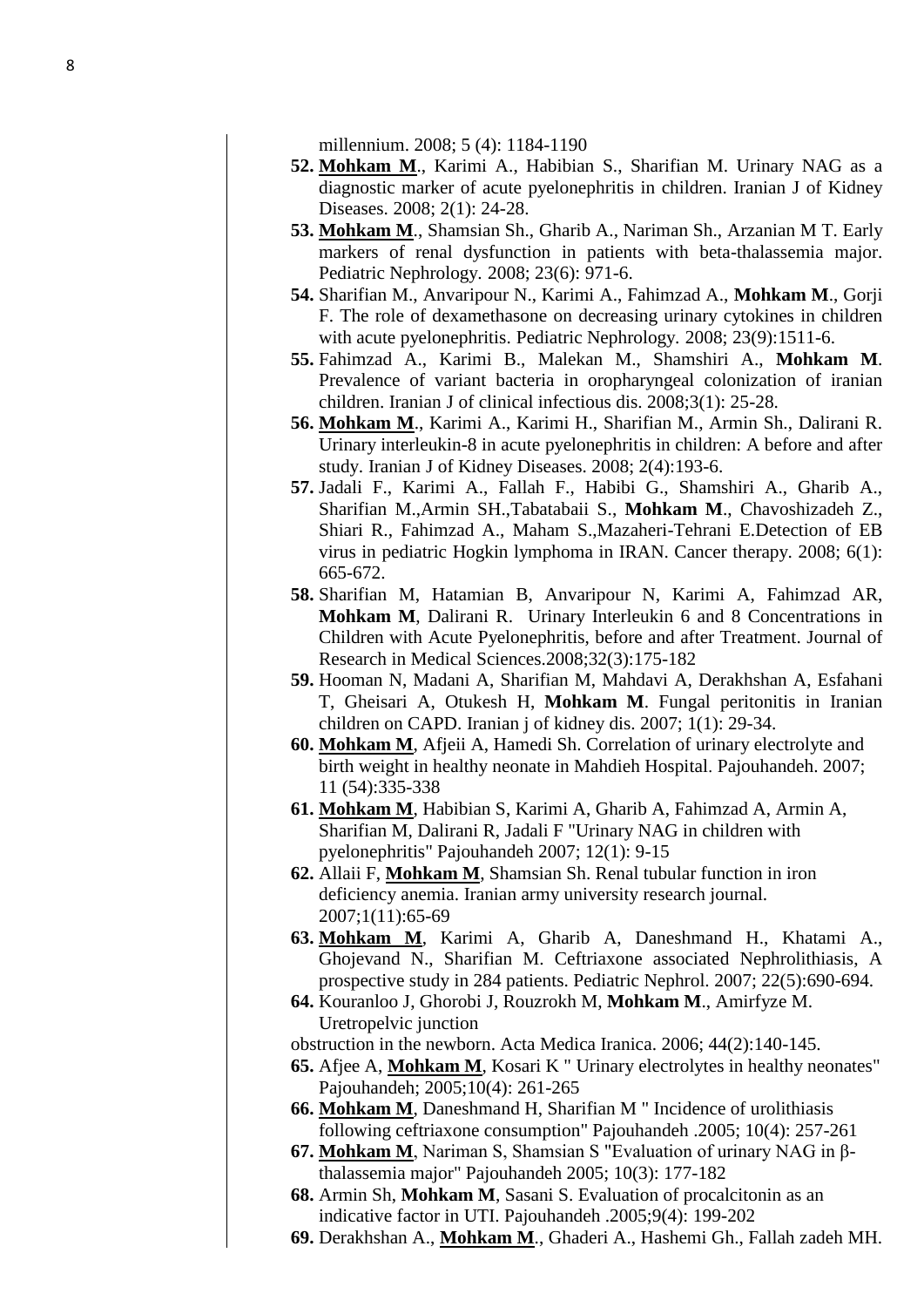millennium. 2008; 5 (4): 1184-1190

52. **Mohkam M**., Karimi A., Habibian S., Sharifian M. Urinary NAG as a diagnostic marker of acute pyelonephritis in children. Iranian J of Kidney Diseases. 2008; 2(1): 24-28.
53. **Mohkam M**., Shamsian Sh., Gharib A., Nariman Sh., Arzanian M T. Early markers of renal dysfunction in patients with beta-thalassemia major. Pediatric Nephrology. 2008; 23(6): 971-6.
54. Sharifian M., Anvaripour N., Karimi A., Fahimzad A., **Mohkam M**., Gorji F. The role of dexamethasone on decreasing urinary cytokines in children with acute pyelonephritis. Pediatric Nephrology. 2008; 23(9):1511-6.
55. Fahimzad A., Karimi B., Malekan M., Shamshiri A., **Mohkam M**. Prevalence of variant bacteria in oropharyngeal colonization of iranian children. Iranian J of clinical infectious dis. 2008;3(1): 25-28.
56. **Mohkam M**., Karimi A., Karimi H., Sharifian M., Armin Sh., Dalirani R. Urinary interleukin-8 in acute pyelonephritis in children: A before and after study. Iranian J of Kidney Diseases. 2008; 2(4):193-6.
57. Jadali F., Karimi A., Fallah F., Habibi G., Shamshiri A., Gharib A., Sharifian M.,Armin SH.,Tabatabaii S., **Mohkam M**., Chavoshizadeh Z., Shiari R., Fahimzad A., Maham S.,Mazaheri-Tehrani E.Detection of EB virus in pediatric Hogkin lymphoma in IRAN. Cancer therapy. 2008; 6(1): 665-672.
58. Sharifian M, Hatamian B, Anvaripour N, Karimi A, Fahimzad AR, **Mohkam M**, Dalirani R. Urinary Interleukin 6 and 8 Concentrations in Children with Acute Pyelonephritis, before and after Treatment. Journal of Research in Medical Sciences.2008;32(3):175-182
59. Hooman N, Madani A, Sharifian M, Mahdavi A, Derakhshan A, Esfahani T, Gheisari A, Otukesh H, **Mohkam M**. Fungal peritonitis in Iranian children on CAPD. Iranian j of kidney dis. 2007; 1(1): 29-34.
60. **Mohkam M**, Afjeii A, Hamedi Sh. Correlation of urinary electrolyte and birth weight in healthy neonate in Mahdieh Hospital. Pajouhandeh. 2007; 11 (54):335-338
61. **Mohkam M**, Habibian S, Karimi A, Gharib A, Fahimzad A, Armin A, Sharifian M, Dalirani R, Jadali F "Urinary NAG in children with pyelonephritis" Pajouhandeh 2007; 12(1): 9-15
62. Allaii F, **Mohkam M**, Shamsian Sh. Renal tubular function in iron deficiency anemia. Iranian army university research journal. 2007;1(11):65-69
63. **Mohkam M**, Karimi A, Gharib A, Daneshmand H., Khatami A., Ghojevand N., Sharifian M. Ceftriaxone associated Nephrolithiasis, A prospective study in 284 patients. Pediatric Nephrol. 2007; 22(5):690-694.
64. Kouranloo J, Ghorobi J, Rouzrokh M, **Mohkam M**., Amirfyze M. Uretropelvic junction obstruction in the newborn. Acta Medica Iranica. 2006; 44(2):140-145.
65. Afjee A, **Mohkam M**, Kosari K " Urinary electrolytes in healthy neonates" Pajouhandeh; 2005;10(4): 261-265
66. **Mohkam M**, Daneshmand H, Sharifian M " Incidence of urolithiasis following ceftriaxone consumption" Pajouhandeh .2005; 10(4): 257-261
67. **Mohkam M**, Nariman S, Shamsian S "Evaluation of urinary NAG in β-thalassemia major" Pajouhandeh 2005; 10(3): 177-182
68. Armin Sh, **Mohkam M**, Sasani S. Evaluation of procalcitonin as an indicative factor in UTI. Pajouhandeh .2005;9(4): 199-202
69. Derakhshan A., **Mohkam M**., Ghaderi A., Hashemi Gh., Fallah zadeh MH.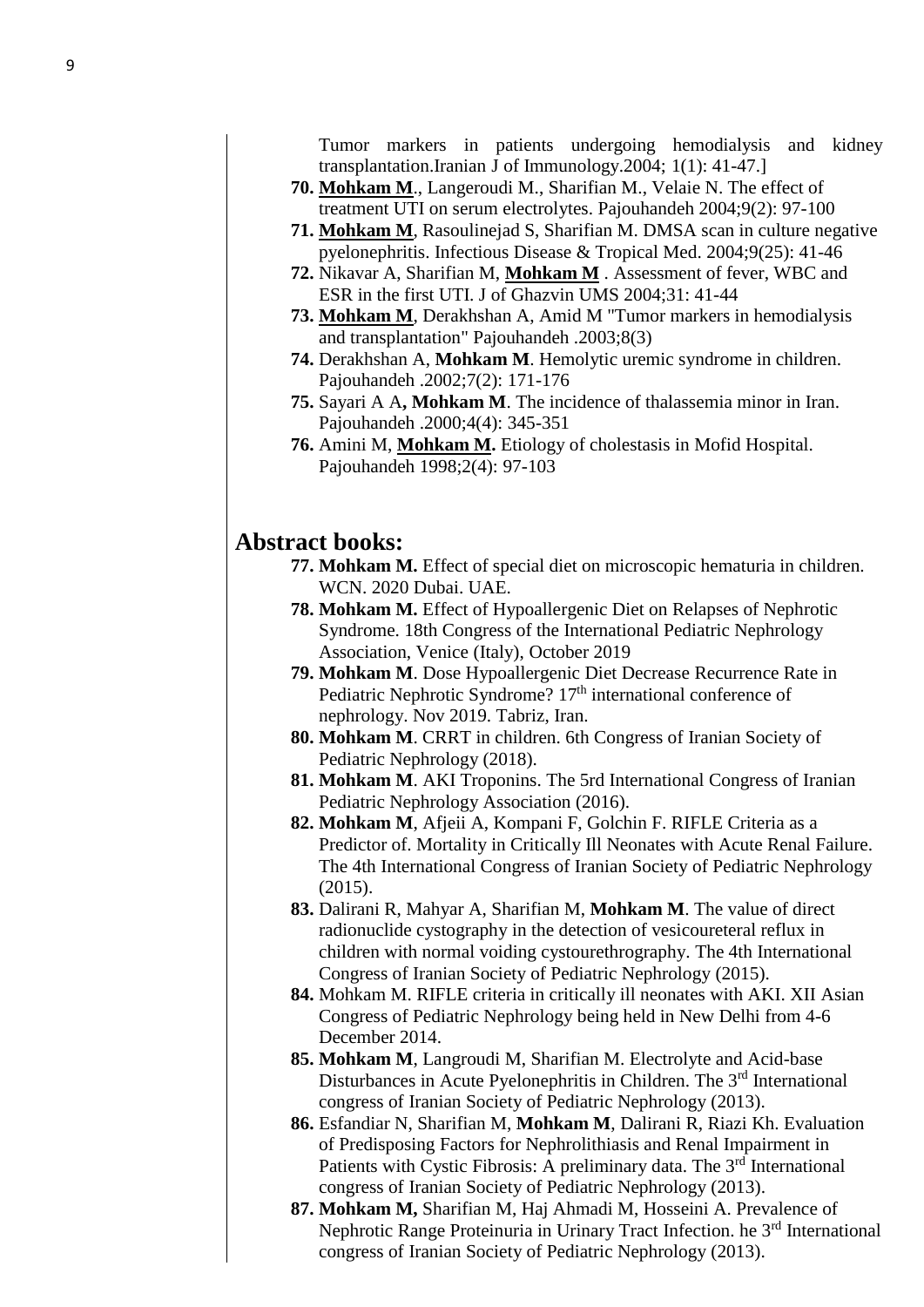Tumor markers in patients undergoing hemodialysis and kidney transplantation.Iranian J of Immunology.2004; 1(1): 41-47.]

70. **Mohkam M**., Langeroudi M., Sharifian M., Velaie N. The effect of treatment UTI on serum electrolytes. Pajouhandeh 2004;9(2): 97-100
71. **Mohkam M**, Rasoulinejad S, Sharifian M. DMSA scan in culture negative pyelonephritis. Infectious Disease & Tropical Med. 2004;9(25): 41-46
72. Nikavar A, Sharifian M, **Mohkam M** . Assessment of fever, WBC and ESR in the first UTI. J of Ghazvin UMS 2004;31: 41-44
73. **Mohkam M**, Derakhshan A, Amid M "Tumor markers in hemodialysis and transplantation" Pajouhandeh .2003;8(3)
74. Derakhshan A, **Mohkam M**. Hemolytic uremic syndrome in children. Pajouhandeh .2002;7(2): 171-176
75. Sayari A A**, Mohkam M**. The incidence of thalassemia minor in Iran. Pajouhandeh .2000;4(4): 345-351
76. Amini M, **Mohkam M.** Etiology of cholestasis in Mofid Hospital. Pajouhandeh 1998;2(4): 97-103

## Abstract books:

77. **Mohkam M.** Effect of special diet on microscopic hematuria in children. WCN. 2020 Dubai. UAE.
78. **Mohkam M.** Effect of Hypoallergenic Diet on Relapses of Nephrotic Syndrome. 18th Congress of the International Pediatric Nephrology Association, Venice (Italy), October 2019
79. **Mohkam M**. Dose Hypoallergenic Diet Decrease Recurrence Rate in Pediatric Nephrotic Syndrome? 17th international conference of nephrology. Nov 2019. Tabriz, Iran.
80. **Mohkam M**. CRRT in children. 6th Congress of Iranian Society of Pediatric Nephrology (2018).
81. **Mohkam M**. AKI Troponins. The 5rd International Congress of Iranian Pediatric Nephrology Association (2016).
82. **Mohkam M**, Afjeii A, Kompani F, Golchin F. RIFLE Criteria as a Predictor of. Mortality in Critically Ill Neonates with Acute Renal Failure. The 4th International Congress of Iranian Society of Pediatric Nephrology (2015).
83. Dalirani R, Mahyar A, Sharifian M, **Mohkam M**. The value of direct radionuclide cystography in the detection of vesicoureteral reflux in children with normal voiding cystourethrography. The 4th International Congress of Iranian Society of Pediatric Nephrology (2015).
84. Mohkam M. RIFLE criteria in critically ill neonates with AKI. XII Asian Congress of Pediatric Nephrology being held in New Delhi from 4-6 December 2014.
85. **Mohkam M**, Langroudi M, Sharifian M. Electrolyte and Acid-base Disturbances in Acute Pyelonephritis in Children. The 3rd International congress of Iranian Society of Pediatric Nephrology (2013).
86. Esfandiar N, Sharifian M, **Mohkam M**, Dalirani R, Riazi Kh. Evaluation of Predisposing Factors for Nephrolithiasis and Renal Impairment in Patients with Cystic Fibrosis: A preliminary data. The 3rd International congress of Iranian Society of Pediatric Nephrology (2013).
87. **Mohkam M,** Sharifian M, Haj Ahmadi M, Hosseini A. Prevalence of Nephrotic Range Proteinuria in Urinary Tract Infection. he 3rd International congress of Iranian Society of Pediatric Nephrology (2013).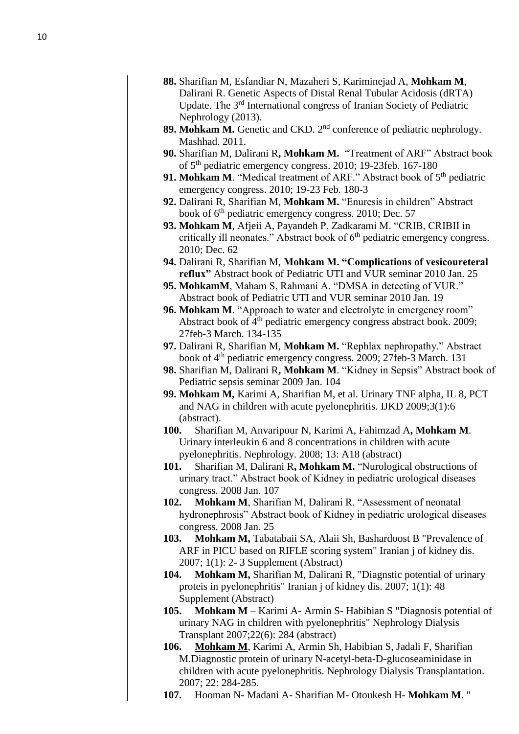88. Sharifian M, Esfandiar N, Mazaheri S, Kariminejad A, **Mohkam M**, Dalirani R. Genetic Aspects of Distal Renal Tubular Acidosis (dRTA) Update. The 3rd International congress of Iranian Society of Pediatric Nephrology (2013).
89. **Mohkam M.** Genetic and CKD. 2nd conference of pediatric nephrology. Mashhad. 2011.
90. Sharifian M, Dalirani R**, Mohkam M.** "Treatment of ARF" Abstract book of 5th pediatric emergency congress. 2010; 19-23feb. 167-180
91. **Mohkam M**. "Medical treatment of ARF." Abstract book of 5th pediatric emergency congress. 2010; 19-23 Feb. 180-3
92. Dalirani R, Sharifian M, **Mohkam M.** "Enuresis in children" Abstract book of 6th pediatric emergency congress. 2010; Dec. 57
93. **Mohkam M**, Afjeii A, Payandeh P, Zadkarami M. "CRIB, CRIBII in critically ill neonates." Abstract book of 6th pediatric emergency congress. 2010; Dec. 62
94. Dalirani R, Sharifian M, **Mohkam M. "Complications of vesicoureteral reflux"** Abstract book of Pediatric UTI and VUR seminar 2010 Jan. 25
95. **MohkamM**, Maham S, Rahmani A. "DMSA in detecting of VUR." Abstract book of Pediatric UTI and VUR seminar 2010 Jan. 19
96. **Mohkam M**. "Approach to water and electrolyte in emergency room" Abstract book of 4th pediatric emergency congress abstract book. 2009; 27feb-3 March. 134-135
97. Dalirani R, Sharifian M, **Mohkam M.** "Rephlax nephropathy." Abstract book of 4th pediatric emergency congress. 2009; 27feb-3 March. 131
98. Sharifian M, Dalirani R**, Mohkam M**. "Kidney in Sepsis" Abstract book of Pediatric sepsis seminar 2009 Jan. 104
99. **Mohkam M,** Karimi A, Sharifian M, et al. Urinary TNF alpha, IL 8, PCT and NAG in children with acute pyelonephritis. IJKD 2009;3(1):6 (abstract).
100. Sharifian M, Anvaripour N, Karimi A, Fahimzad A**, Mohkam M**. Urinary interleukin 6 and 8 concentrations in children with acute pyelonephritis. Nephrology. 2008; 13: A18 (abstract)
101. Sharifian M, Dalirani R**, Mohkam M.** "Nurological obstructions of urinary tract." Abstract book of Kidney in pediatric urological diseases congress. 2008 Jan. 107
102. **Mohkam M**, Sharifian M, Dalirani R. "Assessment of neonatal hydronephrosis" Abstract book of Kidney in pediatric urological diseases congress. 2008 Jan. 25
103. **Mohkam M,** Tabatabaii SA, Alaii Sh, Bashardoost B "Prevalence of ARF in PICU based on RIFLE scoring system" Iranian j of kidney dis. 2007; 1(1): 2- 3 Supplement (Abstract)
104. **Mohkam M,** Sharifian M, Dalirani R, "Diagnstic potential of urinary proteis in pyelonephritis" Iranian j of kidney dis. 2007; 1(1): 48 Supplement (Abstract)
105. **Mohkam M** – Karimi A- Armin S- Habibian S "Diagnosis potential of urinary NAG in children with pyelonephritis" Nephrology Dialysis Transplant 2007;22(6): 284 (abstract)
106. **Mohkam M**, Karimi A, Armin Sh, Habibian S, Jadali F, Sharifian M.Diagnostic protein of urinary N-acetyl-beta-D-glucoseaminidase in children with acute pyelonephritis. Nephrology Dialysis Transplantation. 2007; 22: 284-285.
107. Hooman N- Madani A- Sharifian M- Otoukesh H- **Mohkam M**. "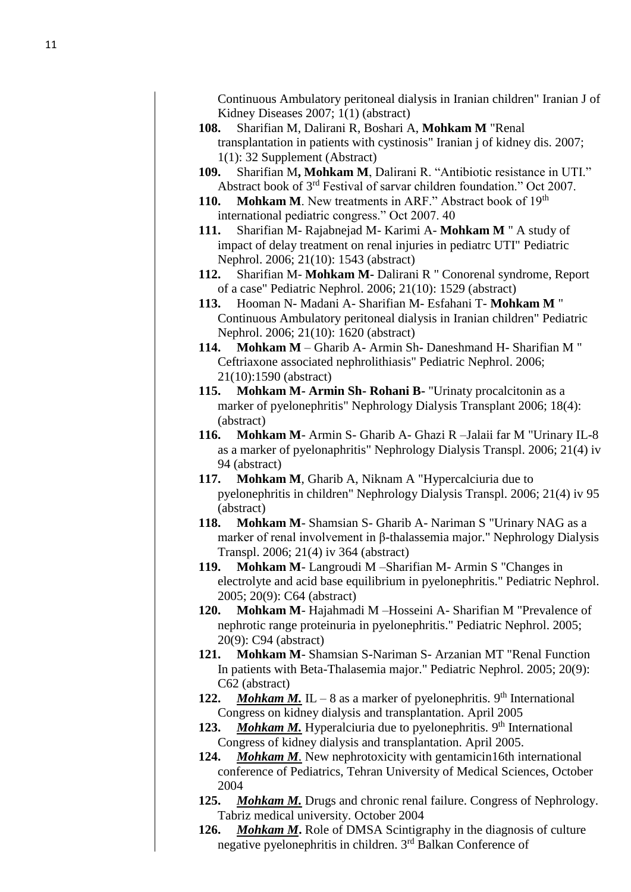Continuous Ambulatory peritoneal dialysis in Iranian children" Iranian J of Kidney Diseases 2007; 1(1) (abstract)

**108.** Sharifian M, Dalirani R, Boshari A, **Mohkam M** "Renal transplantation in patients with cystinosis" Iranian j of kidney dis. 2007; 1(1): 32 Supplement (Abstract)

**109.** Sharifian M**, Mohkam M**, Dalirani R. "Antibiotic resistance in UTI." Abstract book of 3rd Festival of sarvar children foundation." Oct 2007.

**110.** **Mohkam M**. New treatments in ARF." Abstract book of 19th international pediatric congress." Oct 2007. 40

**111.** Sharifian M- Rajabnejad M- Karimi A- **Mohkam M** " A study of impact of delay treatment on renal injuries in pediatrc UTI" Pediatric Nephrol. 2006; 21(10): 1543 (abstract)

**112.** Sharifian M- **Mohkam M**- Dalirani R " Conorenal syndrome, Report of a case" Pediatric Nephrol. 2006; 21(10): 1529 (abstract)

**113.** Hooman N- Madani A- Sharifian M- Esfahani T- **Mohkam M** " Continuous Ambulatory peritoneal dialysis in Iranian children" Pediatric Nephrol. 2006; 21(10): 1620 (abstract)

**114.** **Mohkam M** – Gharib A- Armin Sh- Daneshmand H- Sharifian M " Ceftriaxone associated nephrolithiasis" Pediatric Nephrol. 2006; 21(10):1590 (abstract)

**115.** **Mohkam M- Armin Sh- Rohani B**- "Urinaty procalcitonin as a marker of pyelonephritis" Nephrology Dialysis Transplant 2006; 18(4): (abstract)

**116.** **Mohkam M**- Armin S- Gharib A- Ghazi R –Jalaii far M "Urinary IL-8 as a marker of pyelonaphritis" Nephrology Dialysis Transpl. 2006; 21(4) iv 94 (abstract)

**117.** **Mohkam M**, Gharib A, Niknam A "Hypercalciuria due to pyelonephritis in children" Nephrology Dialysis Transpl. 2006; 21(4) iv 95 (abstract)

**118.** **Mohkam M**- Shamsian S- Gharib A- Nariman S "Urinary NAG as a marker of renal involvement in β-thalassemia major." Nephrology Dialysis Transpl. 2006; 21(4) iv 364 (abstract)

**119.** **Mohkam M**- Langroudi M –Sharifian M- Armin S "Changes in electrolyte and acid base equilibrium in pyelonephritis." Pediatric Nephrol. 2005; 20(9): C64 (abstract)

**120.** **Mohkam M**- Hajahmadi M –Hosseini A- Sharifian M "Prevalence of nephrotic range proteinuria in pyelonephritis." Pediatric Nephrol. 2005; 20(9): C94 (abstract)

**121.** **Mohkam M**- Shamsian S-Nariman S- Arzanian MT "Renal Function In patients with Beta-Thalasemia major." Pediatric Nephrol. 2005; 20(9): C62 (abstract)

**122.** ***Mohkam M.*** IL – 8 as a marker of pyelonephritis. 9th International Congress on kidney dialysis and transplantation. April 2005

**123.** ***Mohkam M.*** Hyperalciuria due to pyelonephritis. 9th International Congress of kidney dialysis and transplantation. April 2005.

**124.** ***Mohkam M***. New nephrotoxicity with gentamicin16th international conference of Pediatrics, Tehran University of Medical Sciences, October 2004

**125.** ***Mohkam M.*** Drugs and chronic renal failure. Congress of Nephrology. Tabriz medical university. October 2004

**126.** ***Mohkam M*****.** Role of DMSA Scintigraphy in the diagnosis of culture negative pyelonephritis in children. 3rd Balkan Conference of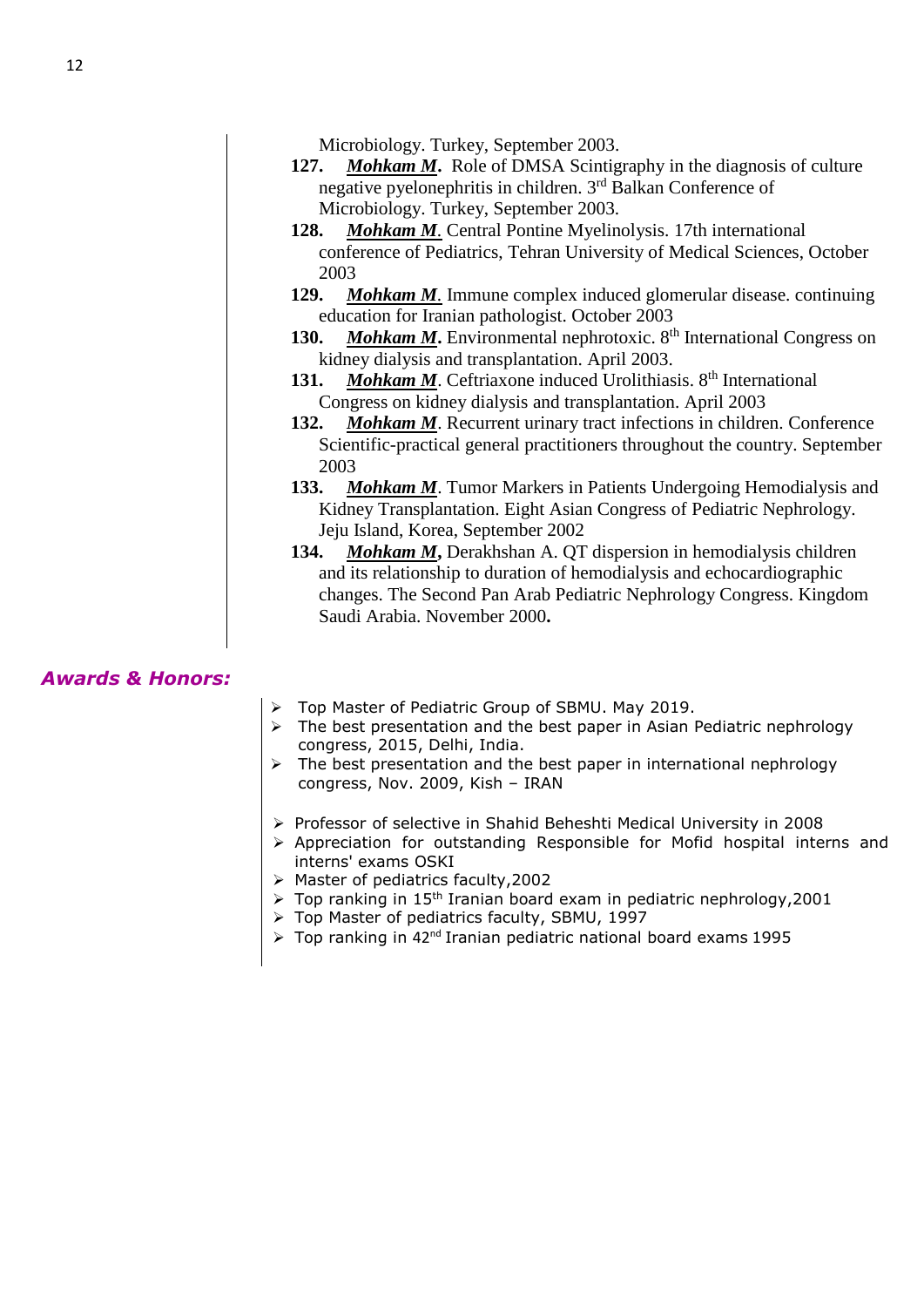Microbiology. Turkey, September 2003.

127. ***Mohkam M*.** Role of DMSA Scintigraphy in the diagnosis of culture negative pyelonephritis in children. 3rd Balkan Conference of Microbiology. Turkey, September 2003.

128. ***Mohkam M***. Central Pontine Myelinolysis. 17th international conference of Pediatrics, Tehran University of Medical Sciences, October 2003

129. ***Mohkam M***. Immune complex induced glomerular disease. continuing education for Iranian pathologist. October 2003

130. ***Mohkam M*.** Environmental nephrotoxic. 8th International Congress on kidney dialysis and transplantation. April 2003.

131. ***Mohkam M***. Ceftriaxone induced Urolithiasis. 8th International Congress on kidney dialysis and transplantation. April 2003

132. ***Mohkam M***. Recurrent urinary tract infections in children. Conference Scientific-practical general practitioners throughout the country. September 2003

133. ***Mohkam M***. Tumor Markers in Patients Undergoing Hemodialysis and Kidney Transplantation. Eight Asian Congress of Pediatric Nephrology. Jeju Island, Korea, September 2002

134. ***Mohkam M*,** Derakhshan A. QT dispersion in hemodialysis children and its relationship to duration of hemodialysis and echocardiographic changes. The Second Pan Arab Pediatric Nephrology Congress. Kingdom Saudi Arabia. November 2000**.**

## *Awards & Honors:*

- Top Master of Pediatric Group of SBMU. May 2019.
- The best presentation and the best paper in Asian Pediatric nephrology congress, 2015, Delhi, India.
- The best presentation and the best paper in international nephrology congress, Nov. 2009, Kish – IRAN
- Professor of selective in Shahid Beheshti Medical University in 2008
- Appreciation for outstanding Responsible for Mofid hospital interns and interns' exams OSKI
- Master of pediatrics faculty,2002
- Top ranking in 15th Iranian board exam in pediatric nephrology,2001
- Top Master of pediatrics faculty, SBMU, 1997
- Top ranking in 42nd Iranian pediatric national board exams 1995